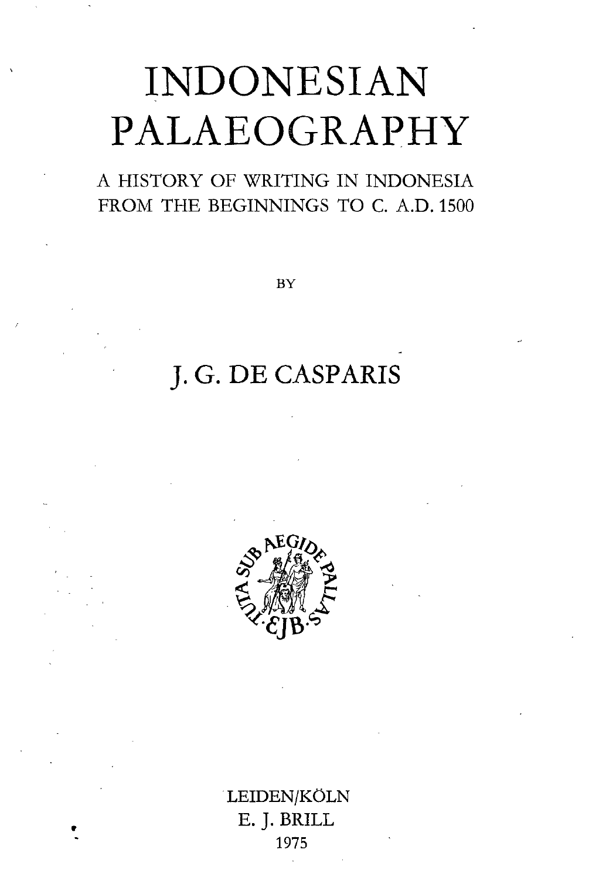# INDONESIAN PALAEOGRAPHY

## A HISTORY OF WRITING IN INDONESIA FROM THE BEGINNINGS TO C. A.D. 1500

BY

J. G. DE CASPARIS

LEIDEN/KÖLN
E. J. BRILL
1975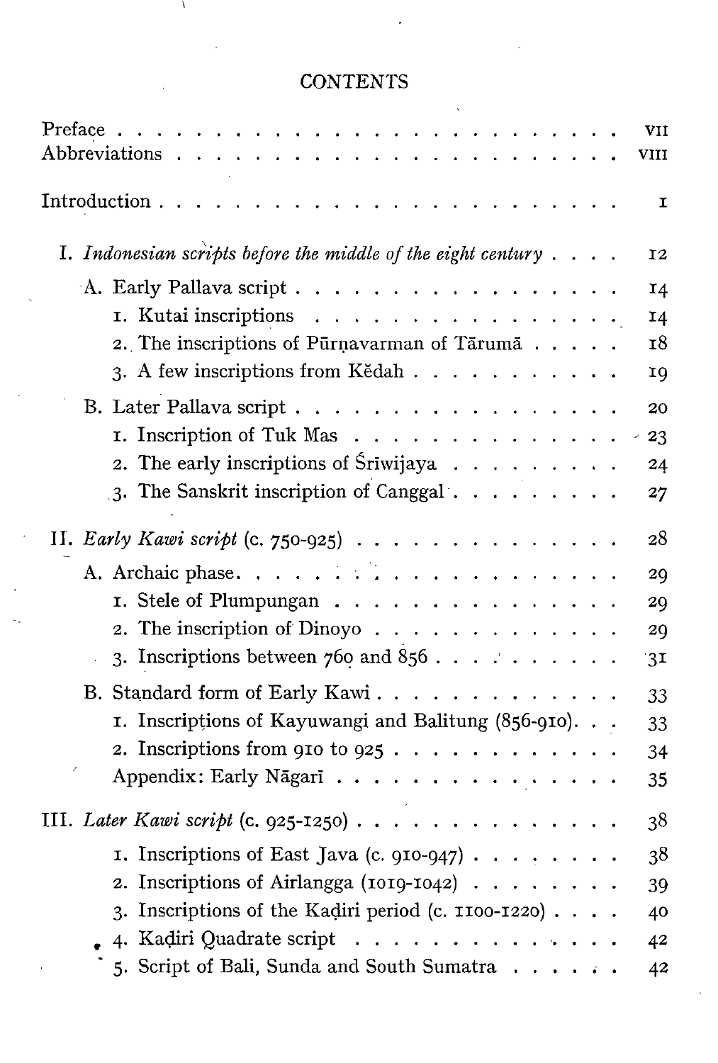# CONTENTS

Preface . . . . . . . . . . . . . . . . . . . . . . . . . VII
Abbreviations . . . . . . . . . . . . . . . . . . . . . . VIII

Introduction . . . . . . . . . . . . . . . . . . . . . . . 1

I. *Indonesian scripts before the middle of the eight century* . . . . 12

- A. Early Pallava script . . . . . . . . . . . . . . . . . . 14
  1. Kutai inscriptions . . . . . . . . . . . . . . . . . 14
  2. The inscriptions of Pūrṇavarman of Tārumā . . . . . 18
  3. A few inscriptions from Kĕdah . . . . . . . . . . . 19
- B. Later Pallava script . . . . . . . . . . . . . . . . . . 20
  1. Inscription of Tuk Mas . . . . . . . . . . . . . . . 23
  2. The early inscriptions of Śrīwijaya . . . . . . . . . 24
  3. The Sanskrit inscription of Canggal . . . . . . . . . 27

II. *Early Kawi script* (c. 750-925) . . . . . . . . . . . . . 28

- A. Archaic phase. . . . . . . . . . . . . . . . . . . . . 29
  1. Stele of Plumpungan . . . . . . . . . . . . . . . . 29
  2. The inscription of Dinoyo . . . . . . . . . . . . . 29
  3. Inscriptions between 760 and 856 . . . . . . . . . . 31
- B. Standard form of Early Kawi . . . . . . . . . . . . . 33
  1. Inscriptions of Kayuwangi and Balitung (856-910). . . 33
  2. Inscriptions from 910 to 925 . . . . . . . . . . . . 34
  - Appendix: Early Nāgarī . . . . . . . . . . . . . . . 35

III. *Later Kawi script* (c. 925-1250) . . . . . . . . . . . . 38

1. Inscriptions of East Java (c. 910-947) . . . . . . . . 38
2. Inscriptions of Airlangga (1019-1042) . . . . . . . . 39
3. Inscriptions of the Kaḍiri period (c. 1100-1220) . . . . 40
4. Kaḍiri Quadrate script . . . . . . . . . . . . . . . 42
5. Script of Bali, Sunda and South Sumatra . . . . . . 42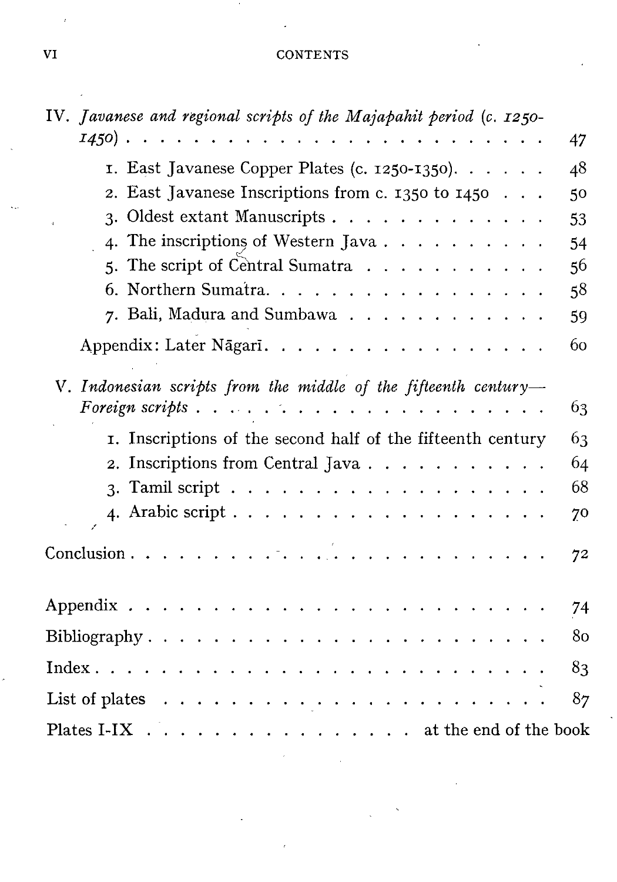IV. *Javanese and regional scripts of the Majapahit period (c. 1250-1450)* . . . . . . . . . . . . . . . . . . . . . . . . 47

1. East Javanese Copper Plates (c. 1250-1350). . . . . . 48
2. East Javanese Inscriptions from c. 1350 to 1450 . . . 50
3. Oldest extant Manuscripts . . . . . . . . . . . . . 53
4. The inscriptions of Western Java . . . . . . . . . . 54
5. The script of Central Sumatra . . . . . . . . . . . 56
6. Northern Sumatra. . . . . . . . . . . . . . . . . 58
7. Bali, Madura and Sumbawa . . . . . . . . . . . . 59

Appendix: Later Nāgarī. . . . . . . . . . . . . . . . . 60

V. *Indonesian scripts from the middle of the fifteenth century—Foreign scripts* . . . . . . . . . . . . . . . . . . . . . 63

1. Inscriptions of the second half of the fifteenth century 63
2. Inscriptions from Central Java . . . . . . . . . . . 64
3. Tamil script . . . . . . . . . . . . . . . . . . . 68
4. Arabic script . . . . . . . . . . . . . . . . . . . 70

Conclusion . . . . . . . . . . . . . . . . . . . . . . . . 72

Appendix . . . . . . . . . . . . . . . . . . . . . . . . 74

Bibliography . . . . . . . . . . . . . . . . . . . . . . . 80

Index . . . . . . . . . . . . . . . . . . . . . . . . . . 83

List of plates . . . . . . . . . . . . . . . . . . . . . . 87

Plates I-IX . . . . . . . . . . . . . . . . at the end of the book